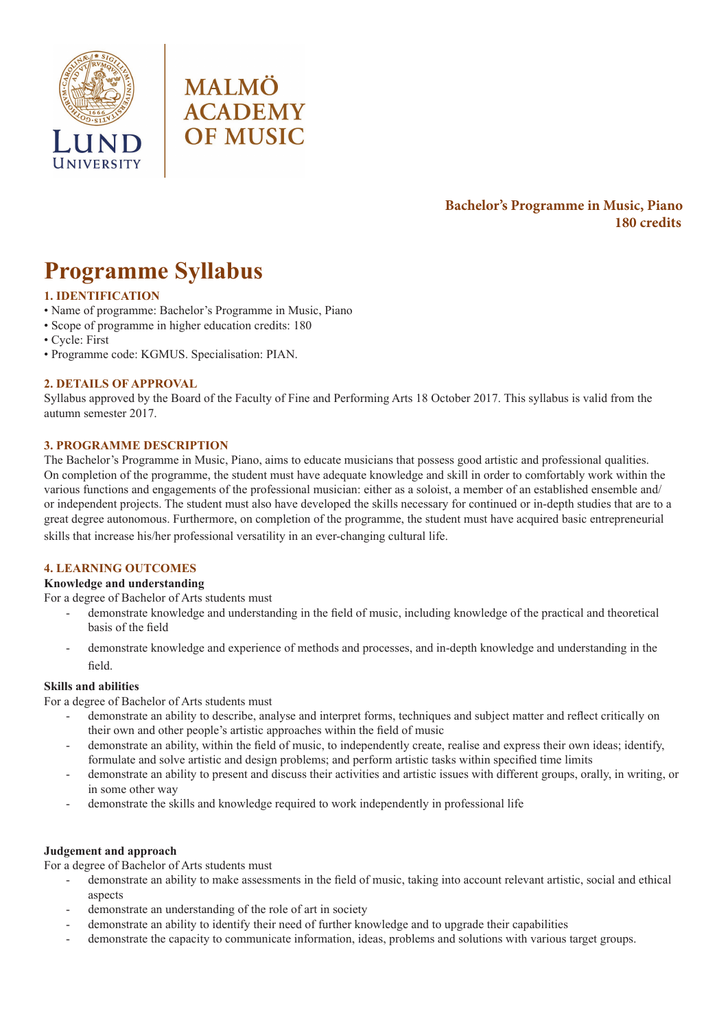LUND UNIVERSITY

MALMÖ ACADEMY OF MUSIC

**Bachelor's Programme in Music, Piano**
**180 credits**

# Programme Syllabus

## 1. IDENTIFICATION

- Name of programme: Bachelor's Programme in Music, Piano
- Scope of programme in higher education credits: 180
- Cycle: First
- Programme code: KGMUS. Specialisation: PIAN.

## 2. DETAILS OF APPROVAL

Syllabus approved by the Board of the Faculty of Fine and Performing Arts 18 October 2017. This syllabus is valid from the autumn semester 2017.

## 3. PROGRAMME DESCRIPTION

The Bachelor's Programme in Music, Piano, aims to educate musicians that possess good artistic and professional qualities. On completion of the programme, the student must have adequate knowledge and skill in order to comfortably work within the various functions and engagements of the professional musician: either as a soloist, a member of an established ensemble and/or independent projects. The student must also have developed the skills necessary for continued or in-depth studies that are to a great degree autonomous. Furthermore, on completion of the programme, the student must have acquired basic entrepreneurial skills that increase his/her professional versatility in an ever-changing cultural life.

## 4. LEARNING OUTCOMES

### Knowledge and understanding

For a degree of Bachelor of Arts students must

- demonstrate knowledge and understanding in the field of music, including knowledge of the practical and theoretical basis of the field
- demonstrate knowledge and experience of methods and processes, and in-depth knowledge and understanding in the field.

### Skills and abilities

For a degree of Bachelor of Arts students must

- demonstrate an ability to describe, analyse and interpret forms, techniques and subject matter and reflect critically on their own and other people's artistic approaches within the field of music
- demonstrate an ability, within the field of music, to independently create, realise and express their own ideas; identify, formulate and solve artistic and design problems; and perform artistic tasks within specified time limits
- demonstrate an ability to present and discuss their activities and artistic issues with different groups, orally, in writing, or in some other way
- demonstrate the skills and knowledge required to work independently in professional life

### Judgement and approach

For a degree of Bachelor of Arts students must

- demonstrate an ability to make assessments in the field of music, taking into account relevant artistic, social and ethical aspects
- demonstrate an understanding of the role of art in society
- demonstrate an ability to identify their need of further knowledge and to upgrade their capabilities
- demonstrate the capacity to communicate information, ideas, problems and solutions with various target groups.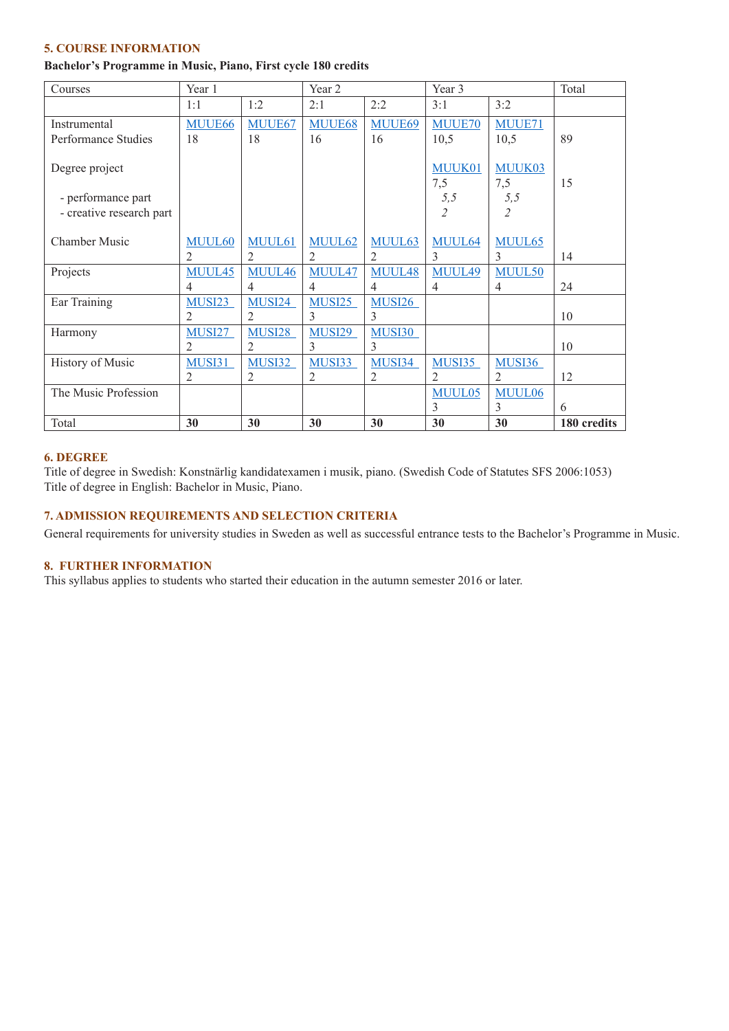### 5. COURSE INFORMATION

**Bachelor's Programme in Music, Piano, First cycle 180 credits**

| Courses | Year 1 | | Year 2 | | Year 3 | | Total |
|---|---|---|---|---|---|---|---|
| | 1:1 | 1:2 | 2:1 | 2:2 | 3:1 | 3:2 | |
| Instrumental Performance Studies | MUUE66 18 | MUUE67 18 | MUUE68 16 | MUUE69 16 | MUUE70 10,5 | MUUE71 10,5 | 89 |
| Degree project<br>- performance part<br>- creative research part | | | | | MUUK01 7,5<br>*5,5*<br>*2* | MUUK03 7,5<br>*5,5*<br>*2* | 15 |
| Chamber Music | MUUL60 2 | MUUL61 2 | MUUL62 2 | MUUL63 2 | MUUL64 3 | MUUL65 3 | 14 |
| Projects | MUUL45 4 | MUUL46 4 | MUUL47 4 | MUUL48 4 | MUUL49 4 | MUUL50 4 | 24 |
| Ear Training | MUSI23 2 | MUSI24 2 | MUSI25 3 | MUSI26 3 | | | 10 |
| Harmony | MUSI27 2 | MUSI28 2 | MUSI29 3 | MUSI30 3 | | | 10 |
| History of Music | MUSI31 2 | MUSI32 2 | MUSI33 2 | MUSI34 2 | MUSI35 2 | MUSI36 2 | 12 |
| The Music Profession | | | | | MUUL05 3 | MUUL06 3 | 6 |
| Total | **30** | **30** | **30** | **30** | **30** | **30** | **180 credits** |

### 6. DEGREE

Title of degree in Swedish: Konstnärlig kandidatexamen i musik, piano. (Swedish Code of Statutes SFS 2006:1053)
Title of degree in English: Bachelor in Music, Piano.

### 7. ADMISSION REQUIREMENTS AND SELECTION CRITERIA

General requirements for university studies in Sweden as well as successful entrance tests to the Bachelor's Programme in Music.

### 8. FURTHER INFORMATION

This syllabus applies to students who started their education in the autumn semester 2016 or later.